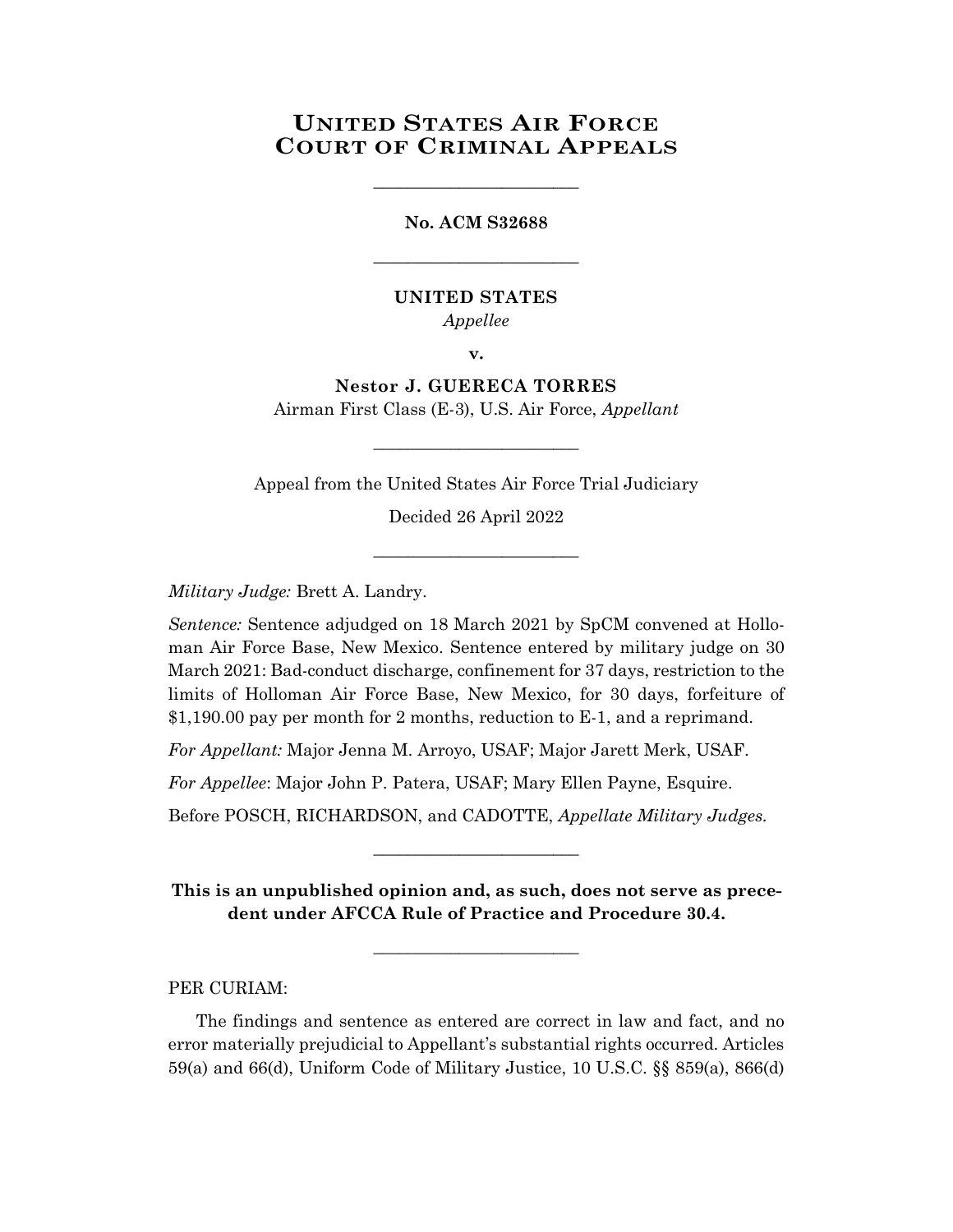# United States Air Force Court of Criminal Appeals

---

**No. ACM S32688**

---

**UNITED STATES**
*Appellee*

**v.**

**Nestor J. GUERECA TORRES**
Airman First Class (E-3), U.S. Air Force, *Appellant*

---

Appeal from the United States Air Force Trial Judiciary

Decided 26 April 2022

---

*Military Judge:* Brett A. Landry.

*Sentence:* Sentence adjudged on 18 March 2021 by SpCM convened at Holloman Air Force Base, New Mexico. Sentence entered by military judge on 30 March 2021: Bad-conduct discharge, confinement for 37 days, restriction to the limits of Holloman Air Force Base, New Mexico, for 30 days, forfeiture of $1,190.00 pay per month for 2 months, reduction to E-1, and a reprimand.

*For Appellant:* Major Jenna M. Arroyo, USAF; Major Jarett Merk, USAF.

*For Appellee*: Major John P. Patera, USAF; Mary Ellen Payne, Esquire.

Before POSCH, RICHARDSON, and CADOTTE, *Appellate Military Judges.*

---

**This is an unpublished opinion and, as such, does not serve as precedent under AFCCA Rule of Practice and Procedure 30.4.**

---

PER CURIAM:

The findings and sentence as entered are correct in law and fact, and no error materially prejudicial to Appellant's substantial rights occurred. Articles 59(a) and 66(d), Uniform Code of Military Justice, 10 U.S.C. §§ 859(a), 866(d)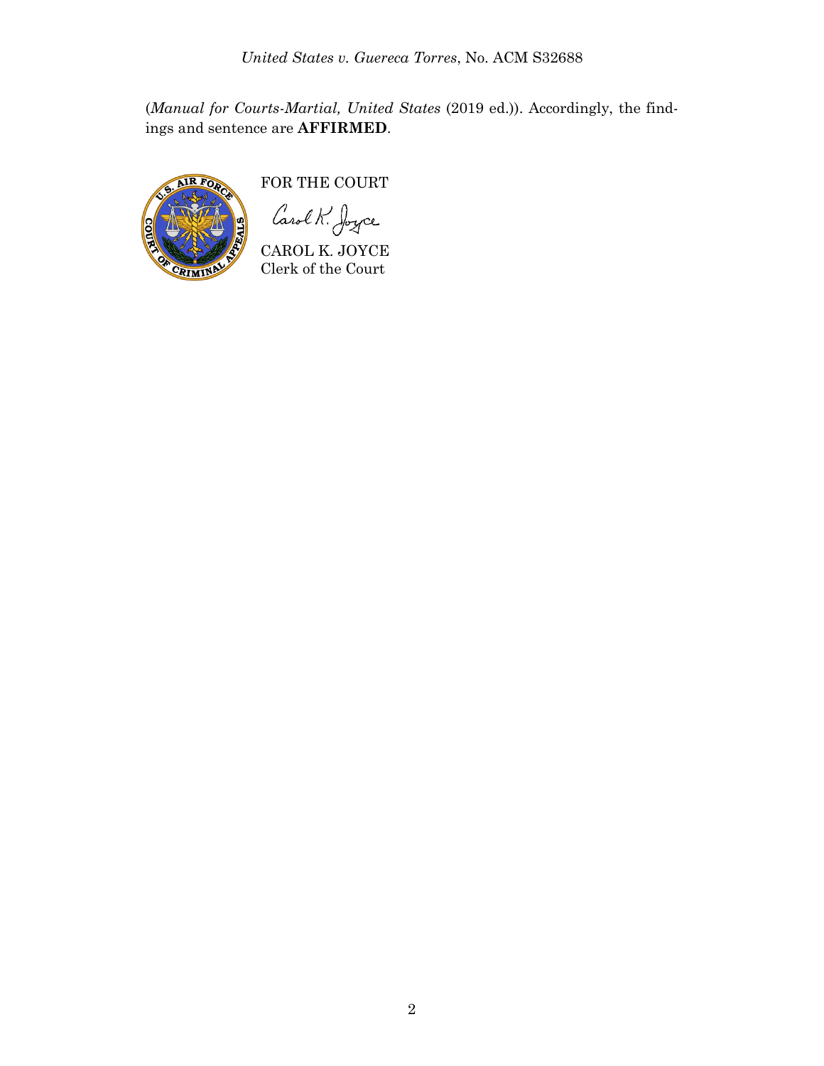(*Manual for Courts-Martial, United States* (2019 ed.)). Accordingly, the findings and sentence are **AFFIRMED**.

FOR THE COURT

CAROL K. JOYCE
Clerk of the Court